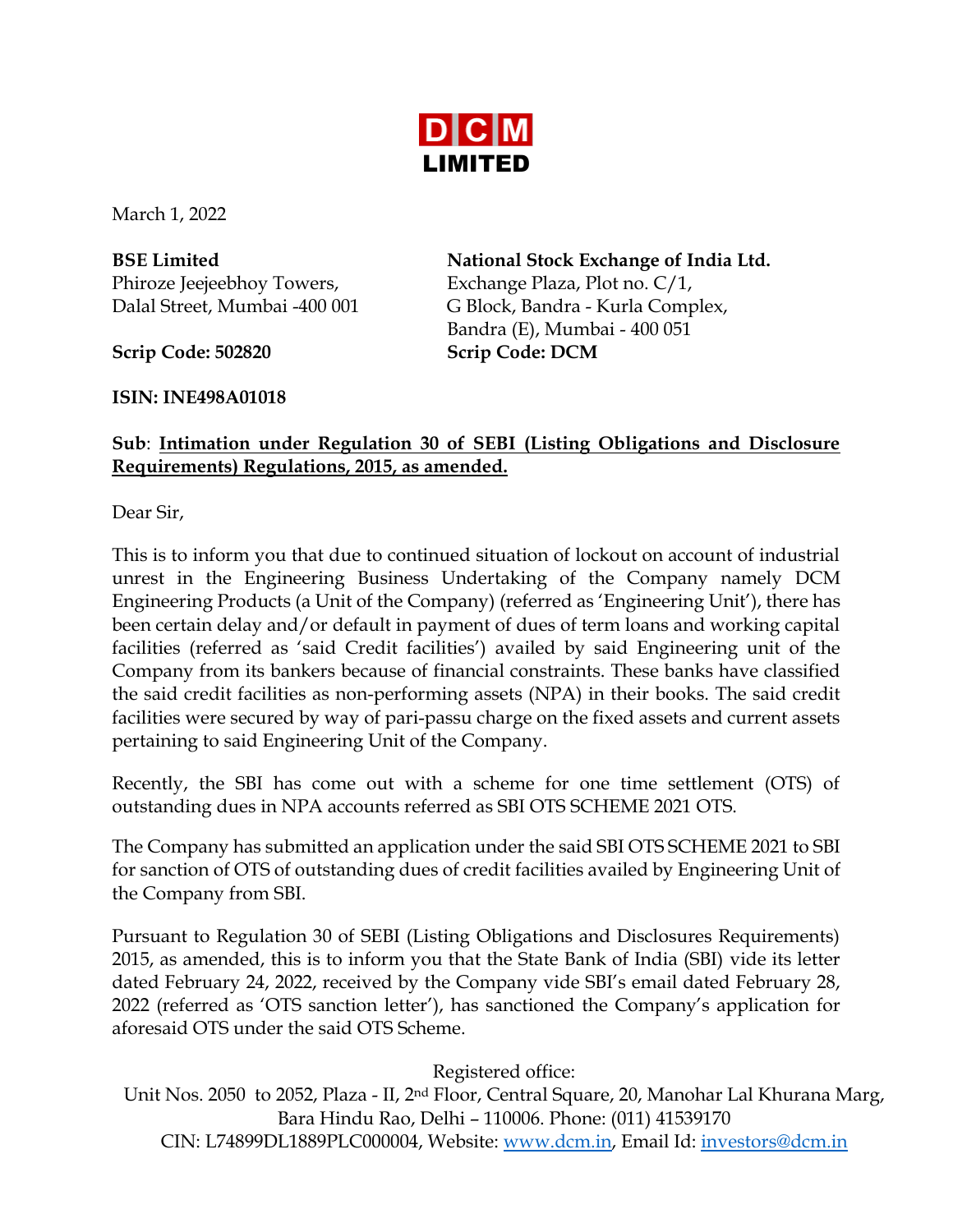**DCM LIMITED**

March 1, 2022

**BSE Limited**
Phiroze Jeejeebhoy Towers,
Dalal Street, Mumbai -400 001

**Scrip Code: 502820**

**National Stock Exchange of India Ltd.**
Exchange Plaza, Plot no. C/1,
G Block, Bandra - Kurla Complex,
Bandra (E), Mumbai - 400 051

**Scrip Code: DCM**

**ISIN: INE498A01018**

**Sub**: **Intimation under Regulation 30 of SEBI (Listing Obligations and Disclosure Requirements) Regulations, 2015, as amended.**

Dear Sir,

This is to inform you that due to continued situation of lockout on account of industrial unrest in the Engineering Business Undertaking of the Company namely DCM Engineering Products (a Unit of the Company) (referred as 'Engineering Unit'), there has been certain delay and/or default in payment of dues of term loans and working capital facilities (referred as 'said Credit facilities') availed by said Engineering unit of the Company from its bankers because of financial constraints. These banks have classified the said credit facilities as non-performing assets (NPA) in their books. The said credit facilities were secured by way of pari-passu charge on the fixed assets and current assets pertaining to said Engineering Unit of the Company.

Recently, the SBI has come out with a scheme for one time settlement (OTS) of outstanding dues in NPA accounts referred as SBI OTS SCHEME 2021 OTS.

The Company has submitted an application under the said SBI OTS SCHEME 2021 to SBI for sanction of OTS of outstanding dues of credit facilities availed by Engineering Unit of the Company from SBI.

Pursuant to Regulation 30 of SEBI (Listing Obligations and Disclosures Requirements) 2015, as amended, this is to inform you that the State Bank of India (SBI) vide its letter dated February 24, 2022, received by the Company vide SBI's email dated February 28, 2022 (referred as 'OTS sanction letter'), has sanctioned the Company's application for aforesaid OTS under the said OTS Scheme.

Registered office:
Unit Nos. 2050 to 2052, Plaza - II, 2nd Floor, Central Square, 20, Manohar Lal Khurana Marg, Bara Hindu Rao, Delhi – 110006. Phone: (011) 41539170
CIN: L74899DL1889PLC000004, Website: www.dcm.in, Email Id: investors@dcm.in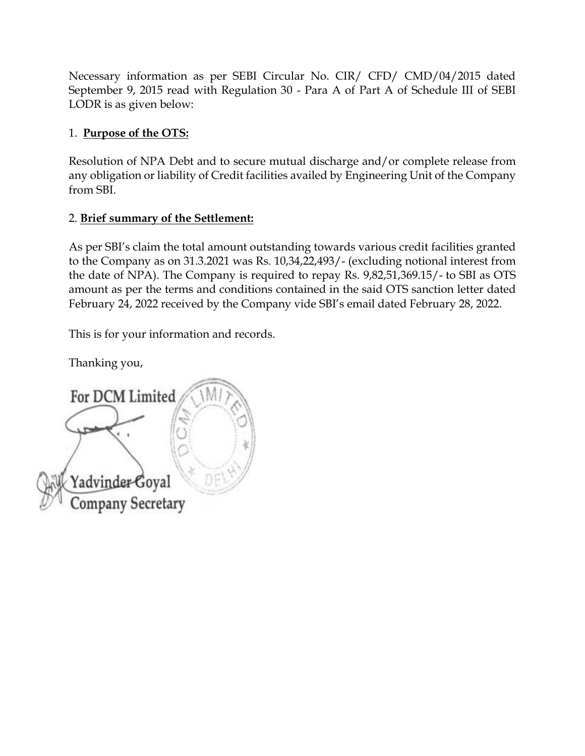Necessary information as per SEBI Circular No. CIR/ CFD/ CMD/04/2015 dated September 9, 2015 read with Regulation 30 - Para A of Part A of Schedule III of SEBI LODR is as given below:

1. **Purpose of the OTS:**

Resolution of NPA Debt and to secure mutual discharge and/or complete release from any obligation or liability of Credit facilities availed by Engineering Unit of the Company from SBI.

2. **Brief summary of the Settlement:**

As per SBI's claim the total amount outstanding towards various credit facilities granted to the Company as on 31.3.2021 was Rs. 10,34,22,493/- (excluding notional interest from the date of NPA). The Company is required to repay Rs. 9,82,51,369.15/- to SBI as OTS amount as per the terms and conditions contained in the said OTS sanction letter dated February 24, 2022 received by the Company vide SBI's email dated February 28, 2022.

This is for your information and records.

Thanking you,

For DCM Limited

Yadvinder Goyal
Company Secretary